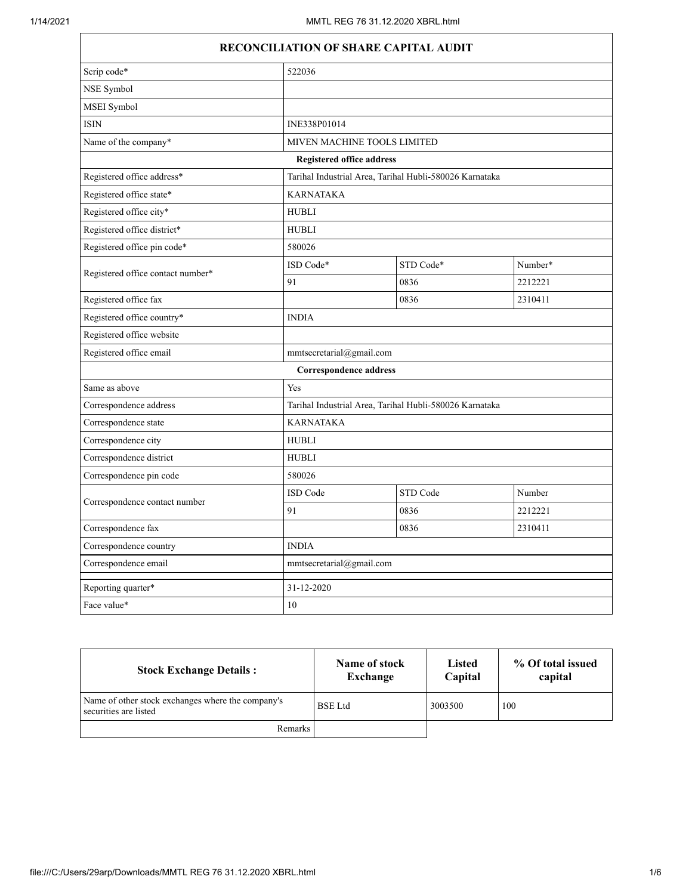## RECONCILIATION OF SHARE CAPITAL AUDIT

| | | | |
|---|---|---|---|
| Scrip code* | 522036 | | |
| NSE Symbol | | | |
| MSEI Symbol | | | |
| ISIN | INE338P01014 | | |
| Name of the company* | MIVEN MACHINE TOOLS LIMITED | | |
| **Registered office address** | | | |
| Registered office address* | Tarihal Industrial Area, Tarihal Hubli-580026 Karnataka | | |
| Registered office state* | KARNATAKA | | |
| Registered office city* | HUBLI | | |
| Registered office district* | HUBLI | | |
| Registered office pin code* | 580026 | | |
| Registered office contact number* | ISD Code* | STD Code* | Number* |
| | 91 | 0836 | 2212221 |
| Registered office fax | | 0836 | 2310411 |
| Registered office country* | INDIA | | |
| Registered office website | | | |
| Registered office email | mmtsecretarial@gmail.com | | |
| **Correspondence address** | | | |
| Same as above | Yes | | |
| Correspondence address | Tarihal Industrial Area, Tarihal Hubli-580026 Karnataka | | |
| Correspondence state | KARNATAKA | | |
| Correspondence city | HUBLI | | |
| Correspondence district | HUBLI | | |
| Correspondence pin code | 580026 | | |
| Correspondence contact number | ISD Code | STD Code | Number |
| | 91 | 0836 | 2212221 |
| Correspondence fax | | 0836 | 2310411 |
| Correspondence country | INDIA | | |
| Correspondence email | mmtsecretarial@gmail.com | | |
| Reporting quarter* | 31-12-2020 | | |
| Face value* | 10 | | |

| Stock Exchange Details : | Name of stock Exchange | Listed Capital | % Of total issued capital |
|---|---|---|---|
| Name of other stock exchanges where the company's securities are listed | BSE Ltd | 3003500 | 100 |
| Remarks | | | |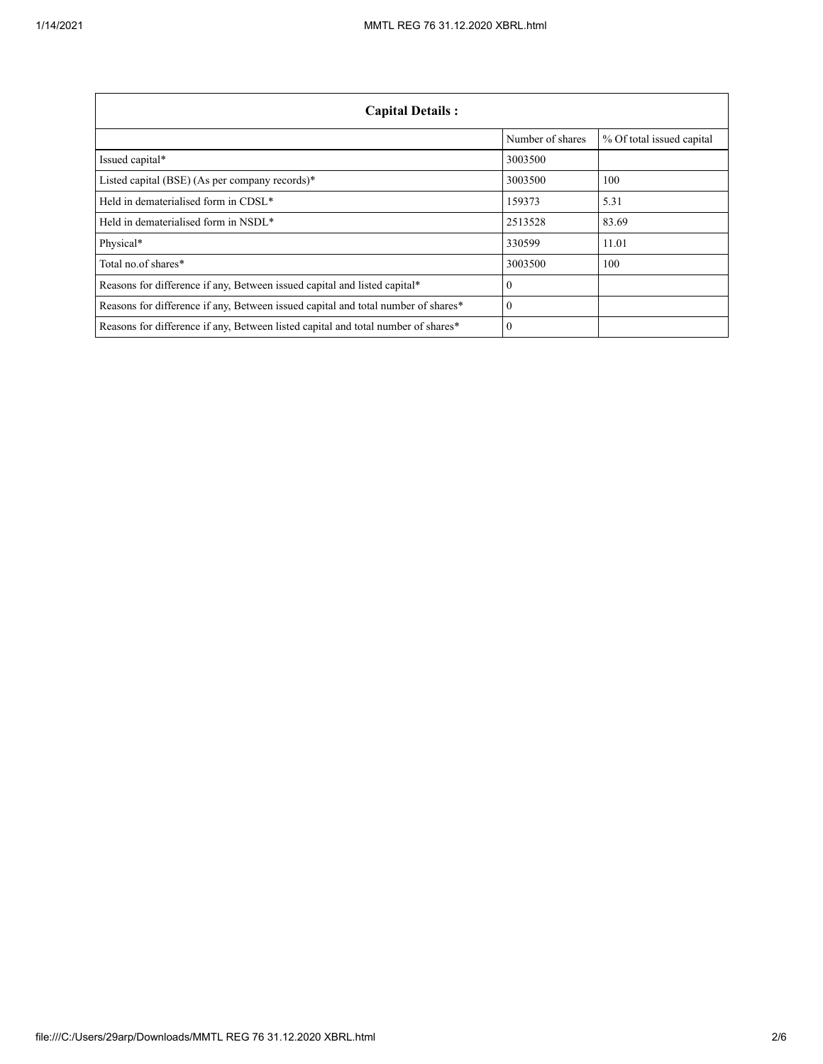| Capital Details : | | |
|---|---|---|
| | Number of shares | % Of total issued capital |
| Issued capital* | 3003500 | |
| Listed capital (BSE) (As per company records)* | 3003500 | 100 |
| Held in dematerialised form in CDSL* | 159373 | 5.31 |
| Held in dematerialised form in NSDL* | 2513528 | 83.69 |
| Physical* | 330599 | 11.01 |
| Total no.of shares* | 3003500 | 100 |
| Reasons for difference if any, Between issued capital and listed capital* | 0 | |
| Reasons for difference if any, Between issued capital and total number of shares* | 0 | |
| Reasons for difference if any, Between listed capital and total number of shares* | 0 | |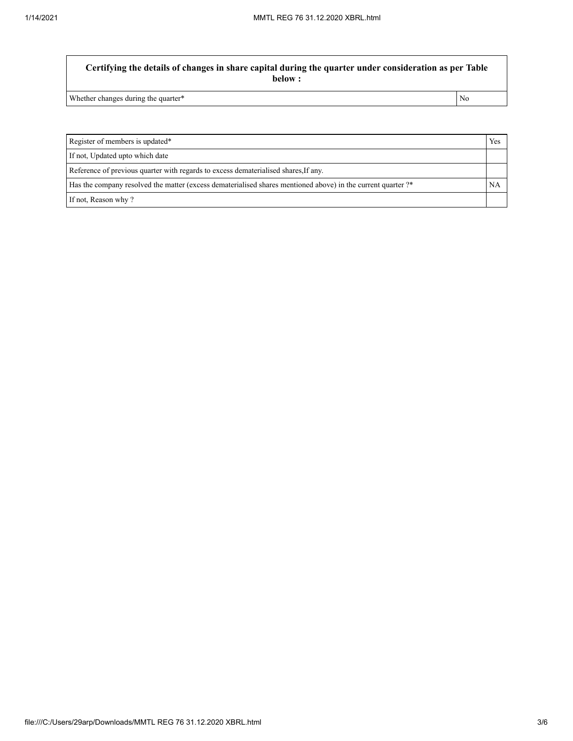| Certifying the details of changes in share capital during the quarter under consideration as per Table below : | |
|---|---|
| Whether changes during the quarter* | No |

| Register of members is updated* | Yes |
|---|---|
| If not, Updated upto which date | |
| Reference of previous quarter with regards to excess dematerialised shares,If any. | |
| Has the company resolved the matter (excess dematerialised shares mentioned above) in the current quarter ?* | NA |
| If not, Reason why ? | |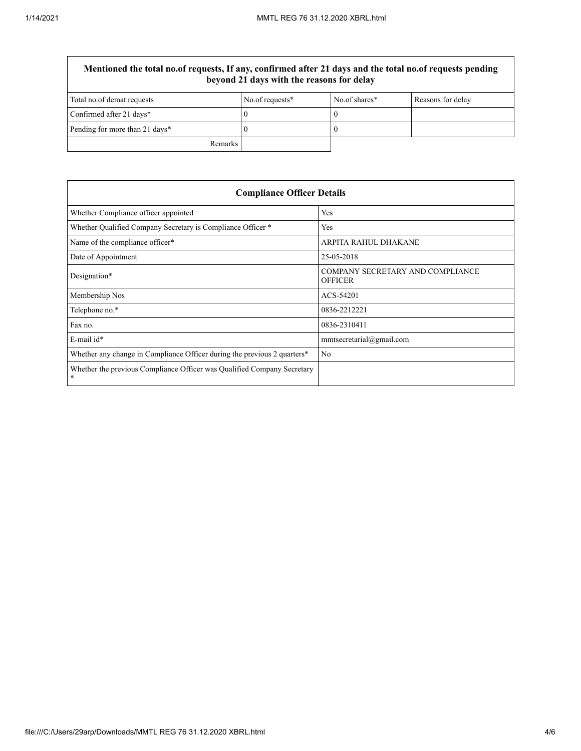| Mentioned the total no.of requests, If any, confirmed after 21 days and the total no.of requests pending beyond 21 days with the reasons for delay | | | |
|---|---|---|---|
| Total no.of demat requests | No.of requests* | No.of shares* | Reasons for delay |
| Confirmed after 21 days* | 0 | 0 | |
| Pending for more than 21 days* | 0 | 0 | |
| Remarks | | | |

| Compliance Officer Details | |
|---|---|
| Whether Compliance officer appointed | Yes |
| Whether Qualified Company Secretary is Compliance Officer * | Yes |
| Name of the compliance officer* | ARPITA RAHUL DHAKANE |
| Date of Appointment | 25-05-2018 |
| Designation* | COMPANY SECRETARY AND COMPLIANCE OFFICER |
| Membership Nos | ACS-54201 |
| Telephone no.* | 0836-2212221 |
| Fax no. | 0836-2310411 |
| E-mail id* | mmtsecretarial@gmail.com |
| Whether any change in Compliance Officer during the previous 2 quarters* | No |
| Whether the previous Compliance Officer was Qualified Company Secretary * | |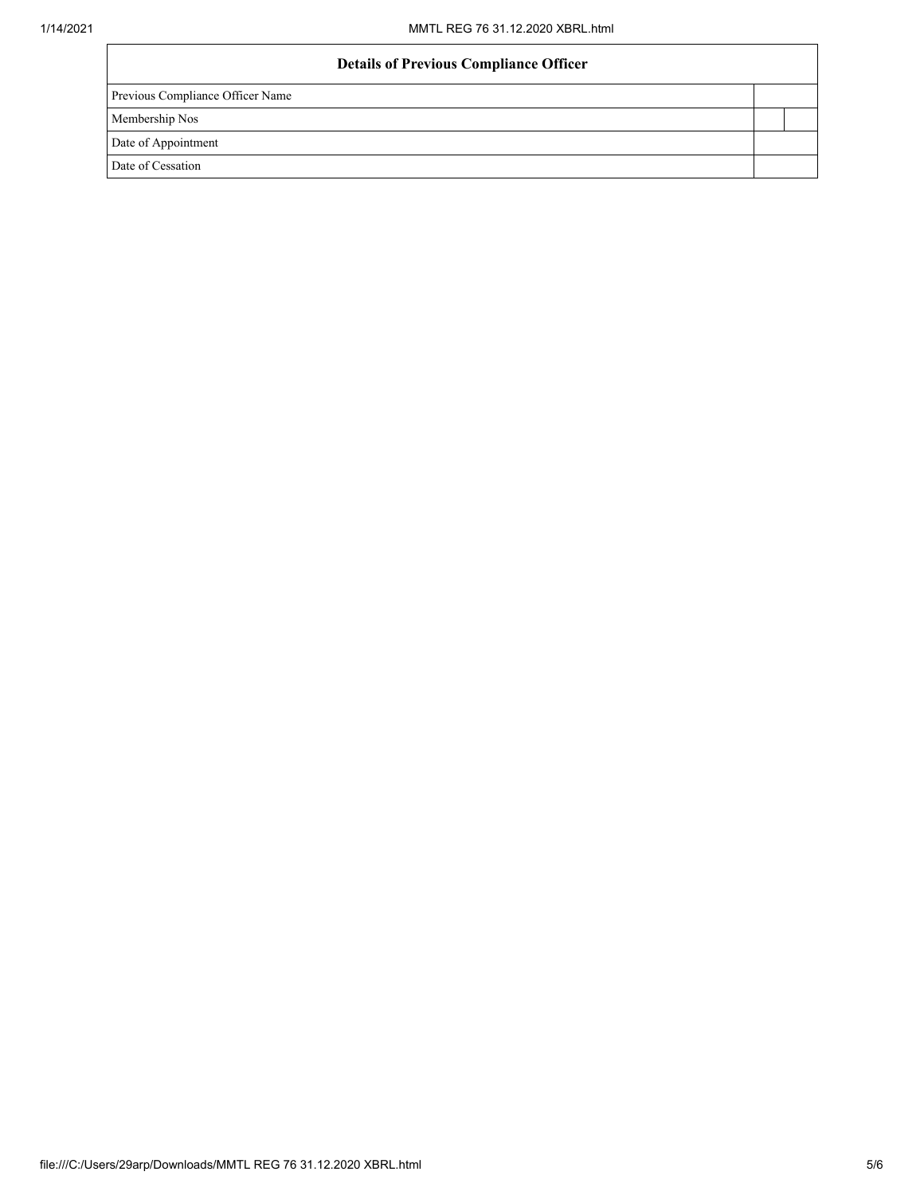| Details of Previous Compliance Officer | | |
|---|---|---|
| Previous Compliance Officer Name | | |
| Membership Nos | | |
| Date of Appointment | | |
| Date of Cessation | | |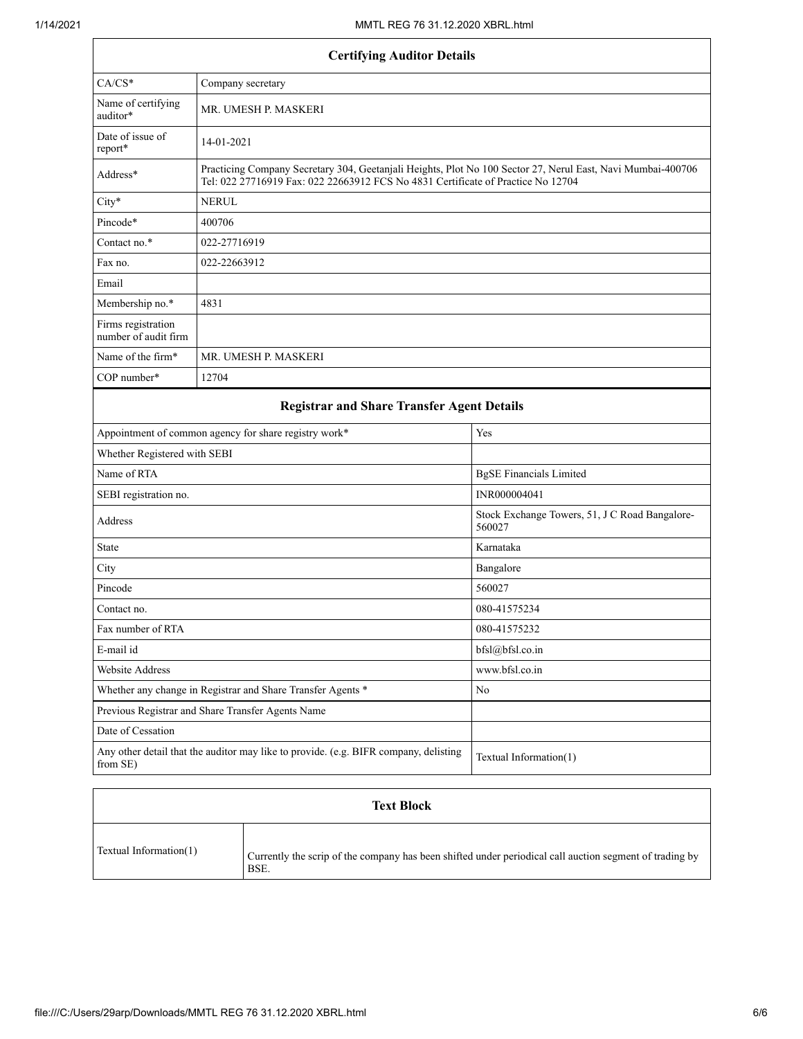| Certifying Auditor Details | |
|---|---|
| CA/CS* | Company secretary |
| Name of certifying auditor* | MR. UMESH P. MASKERI |
| Date of issue of report* | 14-01-2021 |
| Address* | Practicing Company Secretary 304, Geetanjali Heights, Plot No 100 Sector 27, Nerul East, Navi Mumbai-400706 Tel: 022 27716919 Fax: 022 22663912 FCS No 4831 Certificate of Practice No 12704 |
| City* | NERUL |
| Pincode* | 400706 |
| Contact no.* | 022-27716919 |
| Fax no. | 022-22663912 |
| Email | |
| Membership no.* | 4831 |
| Firms registration number of audit firm | |
| Name of the firm* | MR. UMESH P. MASKERI |
| COP number* | 12704 |

| Registrar and Share Transfer Agent Details | |
|---|---|
| Appointment of common agency for share registry work* | Yes |
| Whether Registered with SEBI | |
| Name of RTA | BgSE Financials Limited |
| SEBI registration no. | INR000004041 |
| Address | Stock Exchange Towers, 51, J C Road Bangalore-560027 |
| State | Karnataka |
| City | Bangalore |
| Pincode | 560027 |
| Contact no. | 080-41575234 |
| Fax number of RTA | 080-41575232 |
| E-mail id | bfsl@bfsl.co.in |
| Website Address | www.bfsl.co.in |
| Whether any change in Registrar and Share Transfer Agents * | No |
| Previous Registrar and Share Transfer Agents Name | |
| Date of Cessation | |
| Any other detail that the auditor may like to provide. (e.g. BIFR company, delisting from SE) | Textual Information(1) |

| Text Block | |
|---|---|
| Textual Information(1) | Currently the scrip of the company has been shifted under periodical call auction segment of trading by BSE. |